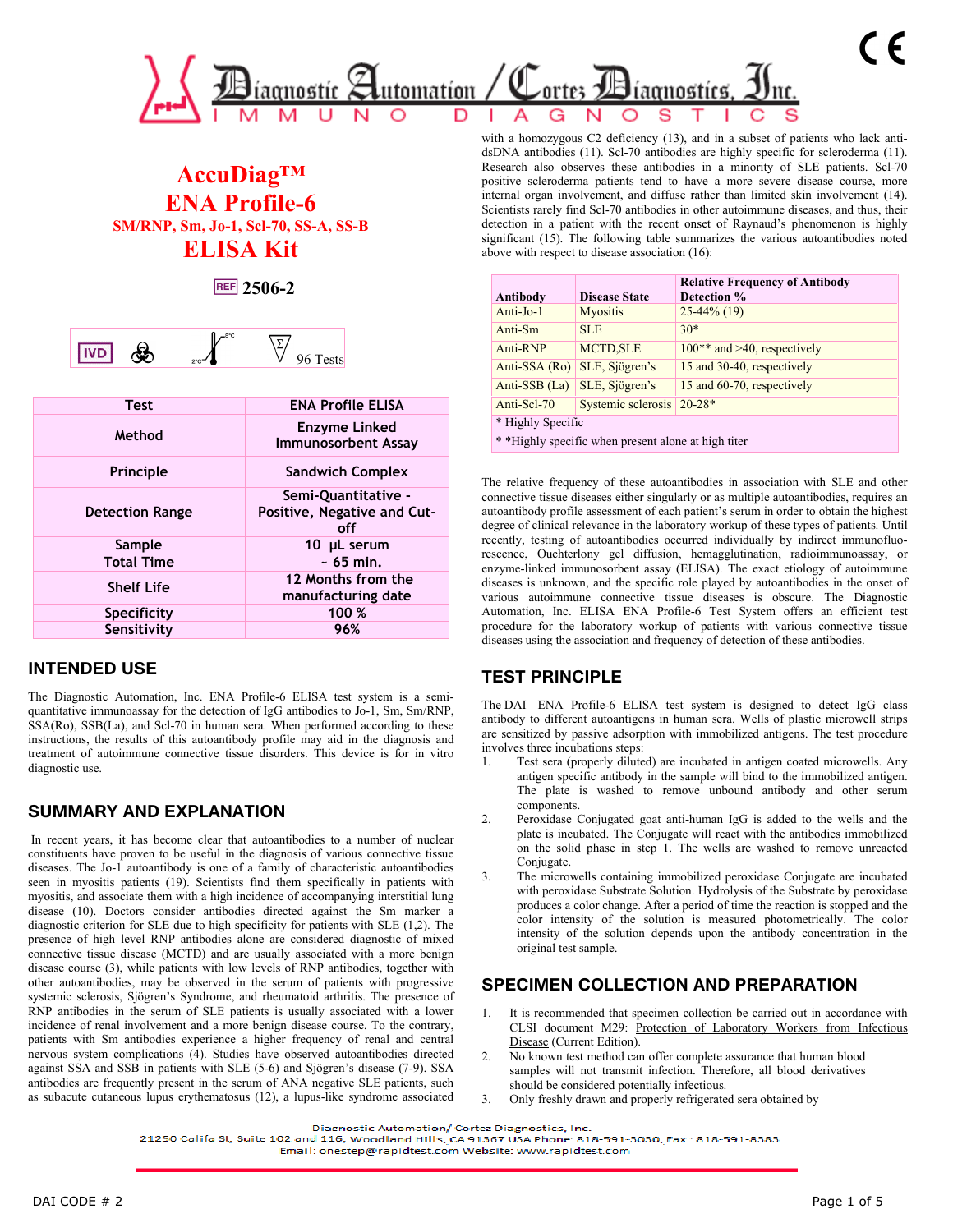# AccuDiag™ ENA Profile-6

### SM/RNP, Sm, Jo-1, Scl-70, SS-A, SS-B

# ELISA Kit

REF 2506-2

IVD | 2°C–8°C | 96 Tests

| Test | ENA Profile ELISA |
|---|---|
| Method | Enzyme Linked Immunosorbent Assay |
| Principle | Sandwich Complex |
| Detection Range | Semi-Quantitative - Positive, Negative and Cut-off |
| Sample | 10 µL serum |
| Total Time | ~ 65 min. |
| Shelf Life | 12 Months from the manufacturing date |
| Specificity | 100 % |
| Sensitivity | 96% |

## INTENDED USE

The Diagnostic Automation, Inc. ENA Profile-6 ELISA test system is a semi-quantitative immunoassay for the detection of IgG antibodies to Jo-1, Sm, Sm/RNP, SSA(Ro), SSB(La), and Scl-70 in human sera. When performed according to these instructions, the results of this autoantibody profile may aid in the diagnosis and treatment of autoimmune connective tissue disorders. This device is for in vitro diagnostic use.

## SUMMARY AND EXPLANATION

In recent years, it has become clear that autoantibodies to a number of nuclear constituents have proven to be useful in the diagnosis of various connective tissue diseases. The Jo-1 autoantibody is one of a family of characteristic autoantibodies seen in myositis patients (19). Scientists find them specifically in patients with myositis, and associate them with a high incidence of accompanying interstitial lung disease (10). Doctors consider antibodies directed against the Sm marker a diagnostic criterion for SLE due to high specificity for patients with SLE (1,2). The presence of high level RNP antibodies alone are considered diagnostic of mixed connective tissue disease (MCTD) and are usually associated with a more benign disease course (3), while patients with low levels of RNP antibodies, together with other autoantibodies, may be observed in the serum of patients with progressive systemic sclerosis, Sjögren's Syndrome, and rheumatoid arthritis. The presence of RNP antibodies in the serum of SLE patients is usually associated with a lower incidence of renal involvement and a more benign disease course. To the contrary, patients with Sm antibodies experience a higher frequency of renal and central nervous system complications (4). Studies have observed autoantibodies directed against SSA and SSB in patients with SLE (5-6) and Sjögren's disease (7-9). SSA antibodies are frequently present in the serum of ANA negative SLE patients, such as subacute cutaneous lupus erythematosus (12), a lupus-like syndrome associated with a homozygous C2 deficiency (13), and in a subset of patients who lack anti-dsDNA antibodies (11). Scl-70 antibodies are highly specific for scleroderma (11). Research also observes these antibodies in a minority of SLE patients. Scl-70 positive scleroderma patients tend to have a more severe disease course, more internal organ involvement, and diffuse rather than limited skin involvement (14). Scientists rarely find Scl-70 antibodies in other autoimmune diseases, and thus, their detection in a patient with the recent onset of Raynaud's phenomenon is highly significant (15). The following table summarizes the various autoantibodies noted above with respect to disease association (16):

| Antibody | Disease State | Relative Frequency of Antibody Detection % |
|---|---|---|
| Anti-Jo-1 | Myositis | 25-44% (19) |
| Anti-Sm | SLE | 30* |
| Anti-RNP | MCTD,SLE | 100** and >40, respectively |
| Anti-SSA (Ro) | SLE, Sjögren's | 15 and 30-40, respectively |
| Anti-SSB (La) | SLE, Sjögren's | 15 and 60-70, respectively |
| Anti-Scl-70 | Systemic sclerosis | 20-28* |
| * Highly Specific | | |
| * *Highly specific when present alone at high titer | | |

The relative frequency of these autoantibodies in association with SLE and other connective tissue diseases either singularly or as multiple autoantibodies, requires an autoantibody profile assessment of each patient's serum in order to obtain the highest degree of clinical relevance in the laboratory workup of these types of patients. Until recently, testing of autoantibodies occurred individually by indirect immunofluorescence, Ouchterlony gel diffusion, hemagglutination, radioimmunoassay, or enzyme-linked immunosorbent assay (ELISA). The exact etiology of autoimmune diseases is unknown, and the specific role played by autoantibodies in the onset of various autoimmune connective tissue diseases is obscure. The Diagnostic Automation, Inc. ELISA ENA Profile-6 Test System offers an efficient test procedure for the laboratory workup of patients with various connective tissue diseases using the association and frequency of detection of these antibodies.

## TEST PRINCIPLE

The DAI ENA Profile-6 ELISA test system is designed to detect IgG class antibody to different autoantigens in human sera. Wells of plastic microwell strips are sensitized by passive adsorption with immobilized antigens. The test procedure involves three incubations steps:

1. Test sera (properly diluted) are incubated in antigen coated microwells. Any antigen specific antibody in the sample will bind to the immobilized antigen. The plate is washed to remove unbound antibody and other serum components.
2. Peroxidase Conjugated goat anti-human IgG is added to the wells and the plate is incubated. The Conjugate will react with the antibodies immobilized on the solid phase in step 1. The wells are washed to remove unreacted Conjugate.
3. The microwells containing immobilized peroxidase Conjugate are incubated with peroxidase Substrate Solution. Hydrolysis of the Substrate by peroxidase produces a color change. After a period of time the reaction is stopped and the color intensity of the solution is measured photometrically. The color intensity of the solution depends upon the antibody concentration in the original test sample.

## SPECIMEN COLLECTION AND PREPARATION

1. It is recommended that specimen collection be carried out in accordance with CLSI document M29: Protection of Laboratory Workers from Infectious Disease (Current Edition).
2. No known test method can offer complete assurance that human blood samples will not transmit infection. Therefore, all blood derivatives should be considered potentially infectious.
3. Only freshly drawn and properly refrigerated sera obtained by

Diagnostic Automation/ Cortez Diagnostics, Inc.
21250 Califa St, Suite 102 and 116, Woodland Hills, CA 91367 USA Phone: 818-591-3030, Fax : 818-591-8383
Email: onestep@rapidtest.com Website: www.rapidtest.com

DAI CODE # 2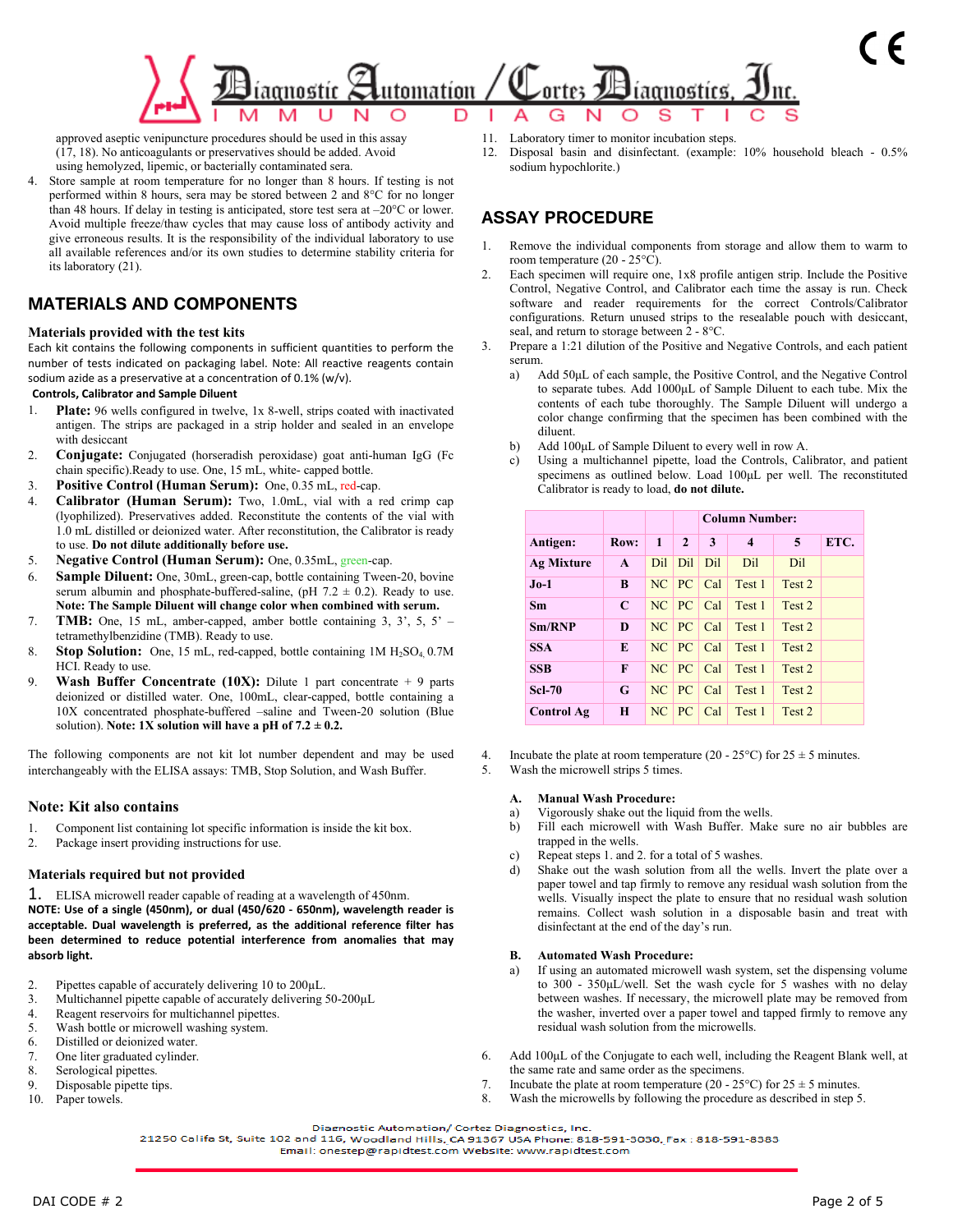approved aseptic venipuncture procedures should be used in this assay (17, 18). No anticoagulants or preservatives should be added. Avoid using hemolyzed, lipemic, or bacterially contaminated sera.

4. Store sample at room temperature for no longer than 8 hours. If testing is not performed within 8 hours, sera may be stored between 2 and 8°C for no longer than 48 hours. If delay in testing is anticipated, store test sera at –20°C or lower. Avoid multiple freeze/thaw cycles that may cause loss of antibody activity and give erroneous results. It is the responsibility of the individual laboratory to use all available references and/or its own studies to determine stability criteria for its laboratory (21).

## MATERIALS AND COMPONENTS

### Materials provided with the test kits

Each kit contains the following components in sufficient quantities to perform the number of tests indicated on packaging label. Note: All reactive reagents contain sodium azide as a preservative at a concentration of 0.1% (w/v).

**Controls, Calibrator and Sample Diluent**

1. **Plate:** 96 wells configured in twelve, 1x 8-well, strips coated with inactivated antigen. The strips are packaged in a strip holder and sealed in an envelope with desiccant
2. **Conjugate:** Conjugated (horseradish peroxidase) goat anti-human IgG (Fc chain specific).Ready to use. One, 15 mL, white- capped bottle.
3. **Positive Control (Human Serum):** One, 0.35 mL, red-cap.
4. **Calibrator (Human Serum):** Two, 1.0mL, vial with a red crimp cap (lyophilized). Preservatives added. Reconstitute the contents of the vial with 1.0 mL distilled or deionized water. After reconstitution, the Calibrator is ready to use. **Do not dilute additionally before use.**
5. **Negative Control (Human Serum):** One, 0.35mL, green-cap.
6. **Sample Diluent:** One, 30mL, green-cap, bottle containing Tween-20, bovine serum albumin and phosphate-buffered-saline, (pH 7.2 ± 0.2). Ready to use. **Note: The Sample Diluent will change color when combined with serum.**
7. **TMB:** One, 15 mL, amber-capped, amber bottle containing 3, 3', 5, 5' – tetramethylbenzidine (TMB). Ready to use.
8. **Stop Solution:** One, 15 mL, red-capped, bottle containing 1M $H_2SO_4$, 0.7M HCI. Ready to use.
9. **Wash Buffer Concentrate (10X):** Dilute 1 part concentrate + 9 parts deionized or distilled water. One, 100mL, clear-capped, bottle containing a 10X concentrated phosphate-buffered –saline and Tween-20 solution (Blue solution). **Note: 1X solution will have a pH of 7.2 ± 0.2.**

The following components are not kit lot number dependent and may be used interchangeably with the ELISA assays: TMB, Stop Solution, and Wash Buffer.

### Note: Kit also contains

1. Component list containing lot specific information is inside the kit box.
2. Package insert providing instructions for use.

### Materials required but not provided

1. ELISA microwell reader capable of reading at a wavelength of 450nm.

**NOTE: Use of a single (450nm), or dual (450/620 - 650nm), wavelength reader is acceptable. Dual wavelength is preferred, as the additional reference filter has been determined to reduce potential interference from anomalies that may absorb light.**

2. Pipettes capable of accurately delivering 10 to 200µL.
3. Multichannel pipette capable of accurately delivering 50-200µL
4. Reagent reservoirs for multichannel pipettes.
5. Wash bottle or microwell washing system.
6. Distilled or deionized water.
7. One liter graduated cylinder.
8. Serological pipettes.
9. Disposable pipette tips.
10. Paper towels.
11. Laboratory timer to monitor incubation steps.
12. Disposal basin and disinfectant. (example: 10% household bleach - 0.5% sodium hypochlorite.)

## ASSAY PROCEDURE

1. Remove the individual components from storage and allow them to warm to room temperature (20 - 25°C).
2. Each specimen will require one, 1x8 profile antigen strip. Include the Positive Control, Negative Control, and Calibrator each time the assay is run. Check software and reader requirements for the correct Controls/Calibrator configurations. Return unused strips to the resealable pouch with desiccant, seal, and return to storage between 2 - 8°C.
3. Prepare a 1:21 dilution of the Positive and Negative Controls, and each patient serum.
   a) Add 50µL of each sample, the Positive Control, and the Negative Control to separate tubes. Add 1000µL of Sample Diluent to each tube. Mix the contents of each tube thoroughly. The Sample Diluent will undergo a color change confirming that the specimen has been combined with the diluent.
   b) Add 100µL of Sample Diluent to every well in row A.
   c) Using a multichannel pipette, load the Controls, Calibrator, and patient specimens as outlined below. Load 100µL per well. The reconstituted Calibrator is ready to load, **do not dilute.**

| | | | | **Column Number:** | | | |
|---|---|---|---|---|---|---|---|
| **Antigen:** | **Row:** | **1** | **2** | **3** | **4** | **5** | **ETC.** |
| **Ag Mixture** | **A** | Dil | Dil | Dil | Dil | Dil | |
| **Jo-1** | **B** | NC | PC | Cal | Test 1 | Test 2 | |
| **Sm** | **C** | NC | PC | Cal | Test 1 | Test 2 | |
| **Sm/RNP** | **D** | NC | PC | Cal | Test 1 | Test 2 | |
| **SSA** | **E** | NC | PC | Cal | Test 1 | Test 2 | |
| **SSB** | **F** | NC | PC | Cal | Test 1 | Test 2 | |
| **Scl-70** | **G** | NC | PC | Cal | Test 1 | Test 2 | |
| **Control Ag** | **H** | NC | PC | Cal | Test 1 | Test 2 | |

4. Incubate the plate at room temperature (20 - 25°C) for 25 ± 5 minutes.
5. Wash the microwell strips 5 times.

   **A. Manual Wash Procedure:**
   a) Vigorously shake out the liquid from the wells.
   b) Fill each microwell with Wash Buffer. Make sure no air bubbles are trapped in the wells.
   c) Repeat steps 1. and 2. for a total of 5 washes.
   d) Shake out the wash solution from all the wells. Invert the plate over a paper towel and tap firmly to remove any residual wash solution from the wells. Visually inspect the plate to ensure that no residual wash solution remains. Collect wash solution in a disposable basin and treat with disinfectant at the end of the day's run.

   **B. Automated Wash Procedure:**
   a) If using an automated microwell wash system, set the dispensing volume to 300 - 350µL/well. Set the wash cycle for 5 washes with no delay between washes. If necessary, the microwell plate may be removed from the washer, inverted over a paper towel and tapped firmly to remove any residual wash solution from the microwells.

6. Add 100µL of the Conjugate to each well, including the Reagent Blank well, at the same rate and same order as the specimens.
7. Incubate the plate at room temperature (20 - 25°C) for 25 ± 5 minutes.
8. Wash the microwells by following the procedure as described in step 5.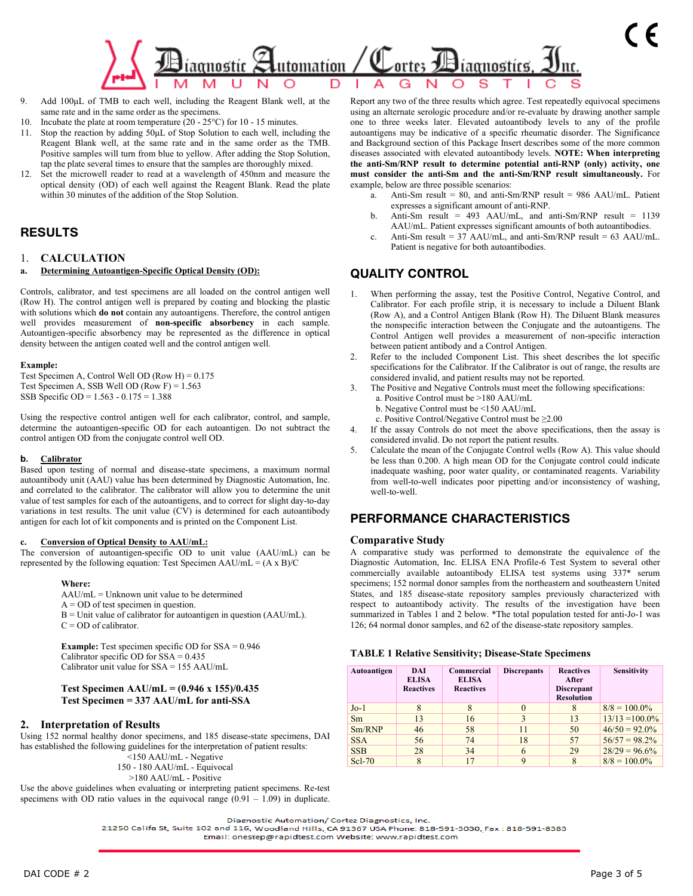9. Add 100µL of TMB to each well, including the Reagent Blank well, at the same rate and in the same order as the specimens.
10. Incubate the plate at room temperature (20 - 25°C) for 10 - 15 minutes.
11. Stop the reaction by adding 50µL of Stop Solution to each well, including the Reagent Blank well, at the same rate and in the same order as the TMB. Positive samples will turn from blue to yellow. After adding the Stop Solution, tap the plate several times to ensure that the samples are thoroughly mixed.
12. Set the microwell reader to read at a wavelength of 450nm and measure the optical density (OD) of each well against the Reagent Blank. Read the plate within 30 minutes of the addition of the Stop Solution.

## RESULTS

### 1. CALCULATION

**a. Determining Autoantigen-Specific Optical Density (OD):**

Controls, calibrator, and test specimens are all loaded on the control antigen well (Row H). The control antigen well is prepared by coating and blocking the plastic with solutions which **do not** contain any autoantigens. Therefore, the control antigen well provides measurement of **non-specific absorbency** in each sample. Autoantigen-specific absorbency may be represented as the difference in optical density between the antigen coated well and the control antigen well.

**Example:**
Test Specimen A, Control Well OD (Row H) = 0.175
Test Specimen A, SSB Well OD (Row F) = 1.563
SSB Specific OD = 1.563 - 0.175 = 1.388

Using the respective control antigen well for each calibrator, control, and sample, determine the autoantigen-specific OD for each autoantigen. Do not subtract the control antigen OD from the conjugate control well OD.

**b. Calibrator**
Based upon testing of normal and disease-state specimens, a maximum normal autoantibody unit (AAU) value has been determined by Diagnostic Automation, Inc. and correlated to the calibrator. The calibrator will allow you to determine the unit value of test samples for each of the autoantigens, and to correct for slight day-to-day variations in test results. The unit value (CV) is determined for each autoantibody antigen for each lot of kit components and is printed on the Component List.

**c. Conversion of Optical Density to AAU/mL:**
The conversion of autoantigen-specific OD to unit value (AAU/mL) can be represented by the following equation: Test Specimen AAU/mL = (A x B)/C

Where:
AAU/mL = Unknown unit value to be determined
A = OD of test specimen in question.
B = Unit value of calibrator for autoantigen in question (AAU/mL).
C = OD of calibrator.

**Example:** Test specimen specific OD for SSA = 0.946
Calibrator specific OD for SSA = 0.435
Calibrator unit value for SSA = 155 AAU/mL

**Test Specimen AAU/mL = (0.946 x 155)/0.435**
**Test Specimen = 337 AAU/mL for anti-SSA**

### 2. Interpretation of Results

Using 152 normal healthy donor specimens, and 185 disease-state specimens, DAI has established the following guidelines for the interpretation of patient results:

<150 AAU/mL - Negative
150 - 180 AAU/mL - Equivocal
>180 AAU/mL - Positive

Use the above guidelines when evaluating or interpreting patient specimens. Re-test specimens with OD ratio values in the equivocal range (0.91 – 1.09) in duplicate. Report any two of the three results which agree. Test repeatedly equivocal specimens using an alternate serologic procedure and/or re-evaluate by drawing another sample one to three weeks later. Elevated autoantibody levels to any of the profile autoantigens may be indicative of a specific rheumatic disorder. The Significance and Background section of this Package Insert describes some of the more common diseases associated with elevated autoantibody levels. **NOTE: When interpreting the anti-Sm/RNP result to determine potential anti-RNP (only) activity, one must consider the anti-Sm and the anti-Sm/RNP result simultaneously.** For example, below are three possible scenarios:

a. Anti-Sm result = 80, and anti-Sm/RNP result = 986 AAU/mL. Patient expresses a significant amount of anti-RNP.
b. Anti-Sm result = 493 AAU/mL, and anti-Sm/RNP result = 1139 AAU/mL. Patient expresses significant amounts of both autoantibodies.
c. Anti-Sm result = 37 AAU/mL, and anti-Sm/RNP result = 63 AAU/mL. Patient is negative for both autoantibodies.

## QUALITY CONTROL

1. When performing the assay, test the Positive Control, Negative Control, and Calibrator. For each profile strip, it is necessary to include a Diluent Blank (Row A), and a Control Antigen Blank (Row H). The Diluent Blank measures the nonspecific interaction between the Conjugate and the autoantigens. The Control Antigen well provides a measurement of non-specific interaction between patient antibody and a Control Antigen.
2. Refer to the included Component List. This sheet describes the lot specific specifications for the Calibrator. If the Calibrator is out of range, the results are considered invalid, and patient results may not be reported.
3. The Positive and Negative Controls must meet the following specifications:
   a. Positive Control must be >180 AAU/mL
   b. Negative Control must be <150 AAU/mL
   c. Positive Control/Negative Control must be ≥2.00
4. If the assay Controls do not meet the above specifications, then the assay is considered invalid. Do not report the patient results.
5. Calculate the mean of the Conjugate Control wells (Row A). This value should be less than 0.200. A high mean OD for the Conjugate control could indicate inadequate washing, poor water quality, or contaminated reagents. Variability from well-to-well indicates poor pipetting and/or inconsistency of washing, well-to-well.

## PERFORMANCE CHARACTERISTICS

### Comparative Study

A comparative study was performed to demonstrate the equivalence of the Diagnostic Automation, Inc. ELISA ENA Profile-6 Test System to several other commercially available autoantibody ELISA test systems using 337* serum specimens; 152 normal donor samples from the northeastern and southeastern United States, and 185 disease-state repository samples previously characterized with respect to autoantibody activity. The results of the investigation have been summarized in Tables 1 and 2 below. *The total population tested for anti-Jo-1 was 126; 64 normal donor samples, and 62 of the disease-state repository samples.

**TABLE 1 Relative Sensitivity; Disease-State Specimens**

| Autoantigen | DAI ELISA Reactives | Commercial ELISA Reactives | Discrepants | Reactives After Discrepant Resolution | Sensitivity |
|---|---|---|---|---|---|
| Jo-1 | 8 | 8 | 0 | 8 | 8/8 = 100.0% |
| Sm | 13 | 16 | 3 | 13 | 13/13 =100.0% |
| Sm/RNP | 46 | 58 | 11 | 50 | 46/50 = 92.0% |
| SSA | 56 | 74 | 18 | 57 | 56/57 = 98.2% |
| SSB | 28 | 34 | 6 | 29 | 28/29 = 96.6% |
| Scl-70 | 8 | 17 | 9 | 8 | 8/8 = 100.0% |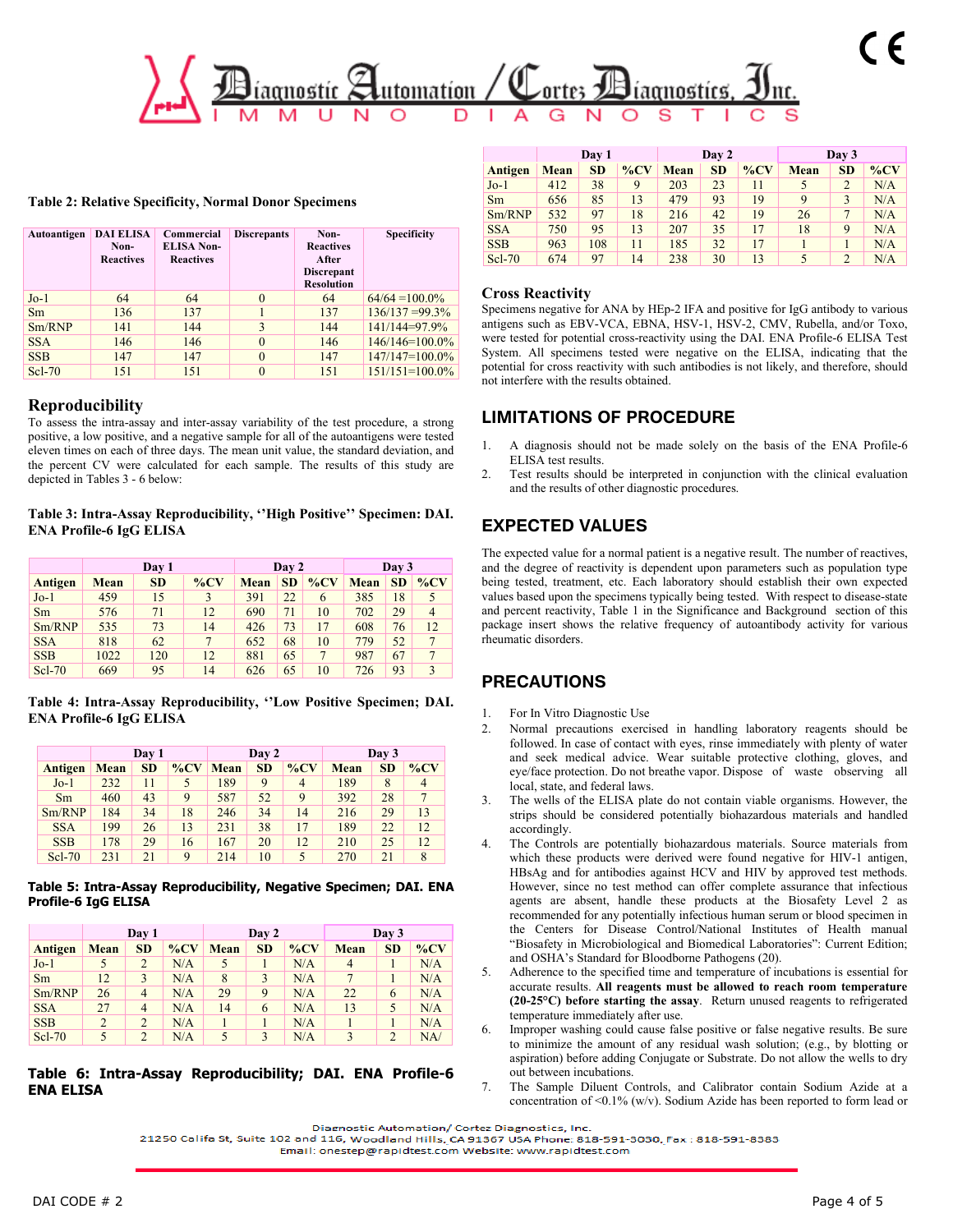**Table 2: Relative Specificity, Normal Donor Specimens**

| Autoantigen | DAI ELISA Non-Reactives | Commercial ELISA Non-Reactives | Discrepants | Non-Reactives After Discrepant Resolution | Specificity |
|---|---|---|---|---|---|
| Jo-1 | 64 | 64 | 0 | 64 | 64/64 =100.0% |
| Sm | 136 | 137 | 1 | 137 | 136/137 =99.3% |
| Sm/RNP | 141 | 144 | 3 | 144 | 141/144=97.9% |
| SSA | 146 | 146 | 0 | 146 | 146/146=100.0% |
| SSB | 147 | 147 | 0 | 147 | 147/147=100.0% |
| Scl-70 | 151 | 151 | 0 | 151 | 151/151=100.0% |

## Reproducibility

To assess the intra-assay and inter-assay variability of the test procedure, a strong positive, a low positive, and a negative sample for all of the autoantigens were tested eleven times on each of three days. The mean unit value, the standard deviation, and the percent CV were calculated for each sample. The results of this study are depicted in Tables 3 - 6 below:

**Table 3: Intra-Assay Reproducibility, ''High Positive'' Specimen: DAI. ENA Profile-6 IgG ELISA**

| | Day 1 | | | Day 2 | | | Day 3 | | |
|---|---|---|---|---|---|---|---|---|---|
| **Antigen** | **Mean** | **SD** | **%CV** | **Mean** | **SD** | **%CV** | **Mean** | **SD** | **%CV** |
| Jo-1 | 459 | 15 | 3 | 391 | 22 | 6 | 385 | 18 | 5 |
| Sm | 576 | 71 | 12 | 690 | 71 | 10 | 702 | 29 | 4 |
| Sm/RNP | 535 | 73 | 14 | 426 | 73 | 17 | 608 | 76 | 12 |
| SSA | 818 | 62 | 7 | 652 | 68 | 10 | 779 | 52 | 7 |
| SSB | 1022 | 120 | 12 | 881 | 65 | 7 | 987 | 67 | 7 |
| Scl-70 | 669 | 95 | 14 | 626 | 65 | 10 | 726 | 93 | 3 |

**Table 4: Intra-Assay Reproducibility, ''Low Positive Specimen; DAI. ENA Profile-6 IgG ELISA**

| | Day 1 | | | Day 2 | | | Day 3 | | |
|---|---|---|---|---|---|---|---|---|---|
| **Antigen** | **Mean** | **SD** | **%CV** | **Mean** | **SD** | **%CV** | **Mean** | **SD** | **%CV** |
| Jo-1 | 232 | 11 | 5 | 189 | 9 | 4 | 189 | 8 | 4 |
| Sm | 460 | 43 | 9 | 587 | 52 | 9 | 392 | 28 | 7 |
| Sm/RNP | 184 | 34 | 18 | 246 | 34 | 14 | 216 | 29 | 13 |
| SSA | 199 | 26 | 13 | 231 | 38 | 17 | 189 | 22 | 12 |
| SSB | 178 | 29 | 16 | 167 | 20 | 12 | 210 | 25 | 12 |
| Scl-70 | 231 | 21 | 9 | 214 | 10 | 5 | 270 | 21 | 8 |

**Table 5: Intra-Assay Reproducibility, Negative Specimen; DAI. ENA Profile-6 IgG ELISA**

| | Day 1 | | | Day 2 | | | Day 3 | | |
|---|---|---|---|---|---|---|---|---|---|
| **Antigen** | **Mean** | **SD** | **%CV** | **Mean** | **SD** | **%CV** | **Mean** | **SD** | **%CV** |
| Jo-1 | 5 | 2 | N/A | 5 | 1 | N/A | 4 | 1 | N/A |
| Sm | 12 | 3 | N/A | 8 | 3 | N/A | 7 | 1 | N/A |
| Sm/RNP | 26 | 4 | N/A | 29 | 9 | N/A | 22 | 6 | N/A |
| SSA | 27 | 4 | N/A | 14 | 6 | N/A | 13 | 5 | N/A |
| SSB | 2 | 2 | N/A | 1 | 1 | N/A | 1 | 1 | N/A |
| Scl-70 | 5 | 2 | N/A | 5 | 3 | N/A | 3 | 2 | NA/ |

**Table 6: Intra-Assay Reproducibility; DAI. ENA Profile-6 ENA ELISA**

| | Day 1 | | | Day 2 | | | Day 3 | | |
|---|---|---|---|---|---|---|---|---|---|
| **Antigen** | **Mean** | **SD** | **%CV** | **Mean** | **SD** | **%CV** | **Mean** | **SD** | **%CV** |
| Jo-1 | 412 | 38 | 9 | 203 | 23 | 11 | 5 | 2 | N/A |
| Sm | 656 | 85 | 13 | 479 | 93 | 19 | 9 | 3 | N/A |
| Sm/RNP | 532 | 97 | 18 | 216 | 42 | 19 | 26 | 7 | N/A |
| SSA | 750 | 95 | 13 | 207 | 35 | 17 | 18 | 9 | N/A |
| SSB | 963 | 108 | 11 | 185 | 32 | 17 | 1 | 1 | N/A |
| Scl-70 | 674 | 97 | 14 | 238 | 30 | 13 | 5 | 2 | N/A |

## Cross Reactivity

Specimens negative for ANA by HEp-2 IFA and positive for IgG antibody to various antigens such as EBV-VCA, EBNA, HSV-1, HSV-2, CMV, Rubella, and/or Toxo, were tested for potential cross-reactivity using the DAI. ENA Profile-6 ELISA Test System. All specimens tested were negative on the ELISA, indicating that the potential for cross reactivity with such antibodies is not likely, and therefore, should not interfere with the results obtained.

## LIMITATIONS OF PROCEDURE

1. A diagnosis should not be made solely on the basis of the ENA Profile-6 ELISA test results.
2. Test results should be interpreted in conjunction with the clinical evaluation and the results of other diagnostic procedures.

## EXPECTED VALUES

The expected value for a normal patient is a negative result. The number of reactives, and the degree of reactivity is dependent upon parameters such as population type being tested, treatment, etc. Each laboratory should establish their own expected values based upon the specimens typically being tested. With respect to disease-state and percent reactivity, Table 1 in the Significance and Background section of this package insert shows the relative frequency of autoantibody activity for various rheumatic disorders.

## PRECAUTIONS

1. For In Vitro Diagnostic Use
2. Normal precautions exercised in handling laboratory reagents should be followed. In case of contact with eyes, rinse immediately with plenty of water and seek medical advice. Wear suitable protective clothing, gloves, and eye/face protection. Do not breathe vapor. Dispose of waste observing all local, state, and federal laws.
3. The wells of the ELISA plate do not contain viable organisms. However, the strips should be considered potentially biohazardous materials and handled accordingly.
4. The Controls are potentially biohazardous materials. Source materials from which these products were derived were found negative for HIV-1 antigen, HBsAg and for antibodies against HCV and HIV by approved test methods. However, since no test method can offer complete assurance that infectious agents are absent, handle these products at the Biosafety Level 2 as recommended for any potentially infectious human serum or blood specimen in the Centers for Disease Control/National Institutes of Health manual "Biosafety in Microbiological and Biomedical Laboratories": Current Edition; and OSHA's Standard for Bloodborne Pathogens (20).
5. Adherence to the specified time and temperature of incubations is essential for accurate results. **All reagents must be allowed to reach room temperature (20-25°C) before starting the assay**. Return unused reagents to refrigerated temperature immediately after use.
6. Improper washing could cause false positive or false negative results. Be sure to minimize the amount of any residual wash solution; (e.g., by blotting or aspiration) before adding Conjugate or Substrate. Do not allow the wells to dry out between incubations.
7. The Sample Diluent Controls, and Calibrator contain Sodium Azide at a concentration of <0.1% (w/v). Sodium Azide has been reported to form lead or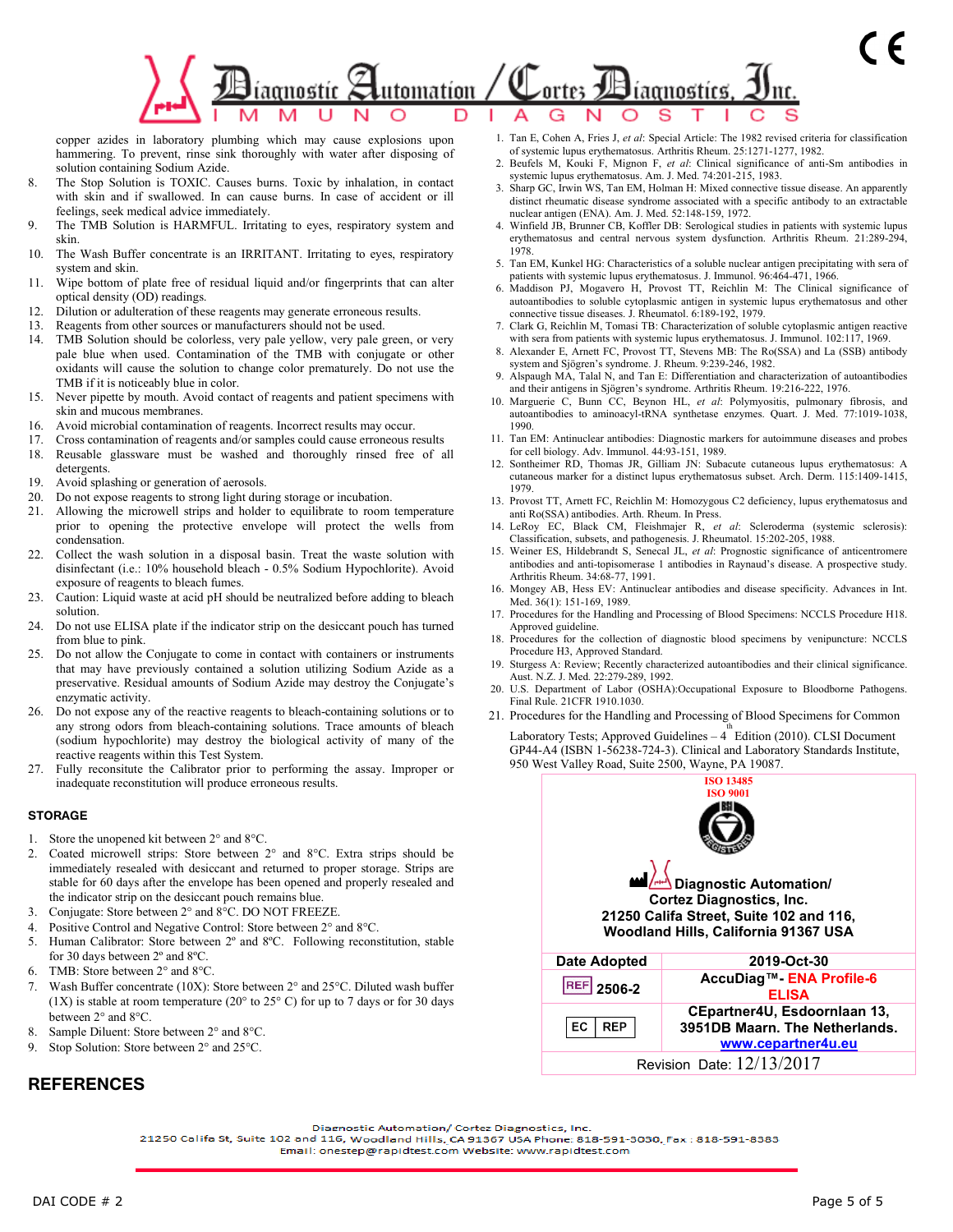copper azides in laboratory plumbing which may cause explosions upon hammering. To prevent, rinse sink thoroughly with water after disposing of solution containing Sodium Azide.

8. The Stop Solution is TOXIC. Causes burns. Toxic by inhalation, in contact with skin and if swallowed. In can cause burns. In case of accident or ill feelings, seek medical advice immediately.
9. The TMB Solution is HARMFUL. Irritating to eyes, respiratory system and skin.
10. The Wash Buffer concentrate is an IRRITANT. Irritating to eyes, respiratory system and skin.
11. Wipe bottom of plate free of residual liquid and/or fingerprints that can alter optical density (OD) readings.
12. Dilution or adulteration of these reagents may generate erroneous results.
13. Reagents from other sources or manufacturers should not be used.
14. TMB Solution should be colorless, very pale yellow, very pale green, or very pale blue when used. Contamination of the TMB with conjugate or other oxidants will cause the solution to change color prematurely. Do not use the TMB if it is noticeably blue in color.
15. Never pipette by mouth. Avoid contact of reagents and patient specimens with skin and mucous membranes.
16. Avoid microbial contamination of reagents. Incorrect results may occur.
17. Cross contamination of reagents and/or samples could cause erroneous results
18. Reusable glassware must be washed and thoroughly rinsed free of all detergents.
19. Avoid splashing or generation of aerosols.
20. Do not expose reagents to strong light during storage or incubation.
21. Allowing the microwell strips and holder to equilibrate to room temperature prior to opening the protective envelope will protect the wells from condensation.
22. Collect the wash solution in a disposal basin. Treat the waste solution with disinfectant (i.e.: 10% household bleach - 0.5% Sodium Hypochlorite). Avoid exposure of reagents to bleach fumes.
23. Caution: Liquid waste at acid pH should be neutralized before adding to bleach solution.
24. Do not use ELISA plate if the indicator strip on the desiccant pouch has turned from blue to pink.
25. Do not allow the Conjugate to come in contact with containers or instruments that may have previously contained a solution utilizing Sodium Azide as a preservative. Residual amounts of Sodium Azide may destroy the Conjugate's enzymatic activity.
26. Do not expose any of the reactive reagents to bleach-containing solutions or to any strong odors from bleach-containing solutions. Trace amounts of bleach (sodium hypochlorite) may destroy the biological activity of many of the reactive reagents within this Test System.
27. Fully reconsitute the Calibrator prior to performing the assay. Improper or inadequate reconstitution will produce erroneous results.

## STORAGE

1. Store the unopened kit between 2° and 8°C.
2. Coated microwell strips: Store between 2° and 8°C. Extra strips should be immediately resealed with desiccant and returned to proper storage. Strips are stable for 60 days after the envelope has been opened and properly resealed and the indicator strip on the desiccant pouch remains blue.
3. Conjugate: Store between 2° and 8°C. DO NOT FREEZE.
4. Positive Control and Negative Control: Store between 2° and 8°C.
5. Human Calibrator: Store between 2º and 8ºC. Following reconstitution, stable for 30 days between 2º and 8ºC.
6. TMB: Store between 2° and 8°C.
7. Wash Buffer concentrate (10X): Store between 2° and 25°C. Diluted wash buffer (1X) is stable at room temperature (20° to 25° C) for up to 7 days or for 30 days between 2° and 8°C.
8. Sample Diluent: Store between 2° and 8°C.
9. Stop Solution: Store between 2° and 25°C.

## REFERENCES

1. Tan E, Cohen A, Fries J, *et al*: Special Article: The 1982 revised criteria for classification of systemic lupus erythematosus. Arthritis Rheum. 25:1271-1277, 1982.
2. Beufels M, Kouki F, Mignon F, *et al*: Clinical significance of anti-Sm antibodies in systemic lupus erythematosus. Am. J. Med. 74:201-215, 1983.
3. Sharp GC, Irwin WS, Tan EM, Holman H: Mixed connective tissue disease. An apparently distinct rheumatic disease syndrome associated with a specific antibody to an extractable nuclear antigen (ENA). Am. J. Med. 52:148-159, 1972.
4. Winfield JB, Brunner CB, Koffler DB: Serological studies in patients with systemic lupus erythematosus and central nervous system dysfunction. Arthritis Rheum. 21:289-294, 1978.
5. Tan EM, Kunkel HG: Characteristics of a soluble nuclear antigen precipitating with sera of patients with systemic lupus erythematosus. J. Immunol. 96:464-471, 1966.
6. Maddison PJ, Mogavero H, Provost TT, Reichlin M: The Clinical significance of autoantibodies to soluble cytoplasmic antigen in systemic lupus erythematosus and other connective tissue diseases. J. Rheumatol. 6:189-192, 1979.
7. Clark G, Reichlin M, Tomasi TB: Characterization of soluble cytoplasmic antigen reactive with sera from patients with systemic lupus erythematosus. J. Immunol. 102:117, 1969.
8. Alexander E, Arnett FC, Provost TT, Stevens MB: The Ro(SSA) and La (SSB) antibody system and Sjögren's syndrome. J. Rheum. 9:239-246, 1982.
9. Alspaugh MA, Talal N, and Tan E: Differentiation and characterization of autoantibodies and their antigens in Sjögren's syndrome. Arthritis Rheum. 19:216-222, 1976.
10. Marguerie C, Bunn CC, Beynon HL, *et al*: Polymyositis, pulmonary fibrosis, and autoantibodies to aminoacyl-tRNA synthetase enzymes. Quart. J. Med. 77:1019-1038, 1990.
11. Tan EM: Antinuclear antibodies: Diagnostic markers for autoimmune diseases and probes for cell biology. Adv. Immunol. 44:93-151, 1989.
12. Sontheimer RD, Thomas JR, Gilliam JN: Subacute cutaneous lupus erythematosus: A cutaneous marker for a distinct lupus erythematosus subset. Arch. Derm. 115:1409-1415, 1979.
13. Provost TT, Arnett FC, Reichlin M: Homozygous C2 deficiency, lupus erythematosus and anti Ro(SSA) antibodies. Arth. Rheum. In Press.
14. LeRoy EC, Black CM, Fleishmajer R, *et al*: Scleroderma (systemic sclerosis): Classification, subsets, and pathogenesis. J. Rheumatol. 15:202-205, 1988.
15. Weiner ES, Hildebrandt S, Senecal JL, *et al*: Prognostic significance of anticentromere antibodies and anti-topisomerase 1 antibodies in Raynaud's disease. A prospective study. Arthritis Rheum. 34:68-77, 1991.
16. Mongey AB, Hess EV: Antinuclear antibodies and disease specificity. Advances in Int. Med. 36(1): 151-169, 1989.
17. Procedures for the Handling and Processing of Blood Specimens: NCCLS Procedure H18. Approved guideline.
18. Procedures for the collection of diagnostic blood specimens by venipuncture: NCCLS Procedure H3, Approved Standard.
19. Sturgess A: Review; Recently characterized autoantibodies and their clinical significance. Aust. N.Z. J. Med. 22:279-289, 1992.
20. U.S. Department of Labor (OSHA):Occupational Exposure to Bloodborne Pathogens. Final Rule. 21CFR 1910.1030.
21. Procedures for the Handling and Processing of Blood Specimens for Common Laboratory Tests; Approved Guidelines – 4th Edition (2010). CLSI Document GP44-A4 (ISBN 1-56238-724-3). Clinical and Laboratory Standards Institute, 950 West Valley Road, Suite 2500, Wayne, PA 19087.

ISO 13485
ISO 9001

**Diagnostic Automation/ Cortez Diagnostics, Inc.**
**21250 Califa Street, Suite 102 and 116, Woodland Hills, California 91367 USA**

| | |
|---|---|
| **Date Adopted** | **2019-Oct-30** |
| REF **2506-2** | **AccuDiag™- ENA Profile-6 ELISA** |
| EC REP | **CEpartner4U, Esdoornlaan 13, 3951DB Maarn. The Netherlands. www.cepartner4u.eu** |

Revision Date: 12/13/2017

Diagnostic Automation/ Cortez Diagnostics, Inc.
21250 Califa St, Suite 102 and 116, Woodland Hills, CA 91367 USA Phone: 818-591-3030, Fax : 818-591-8383
Email: onestep@rapidtest.com Website: www.rapidtest.com

DAI CODE # 2